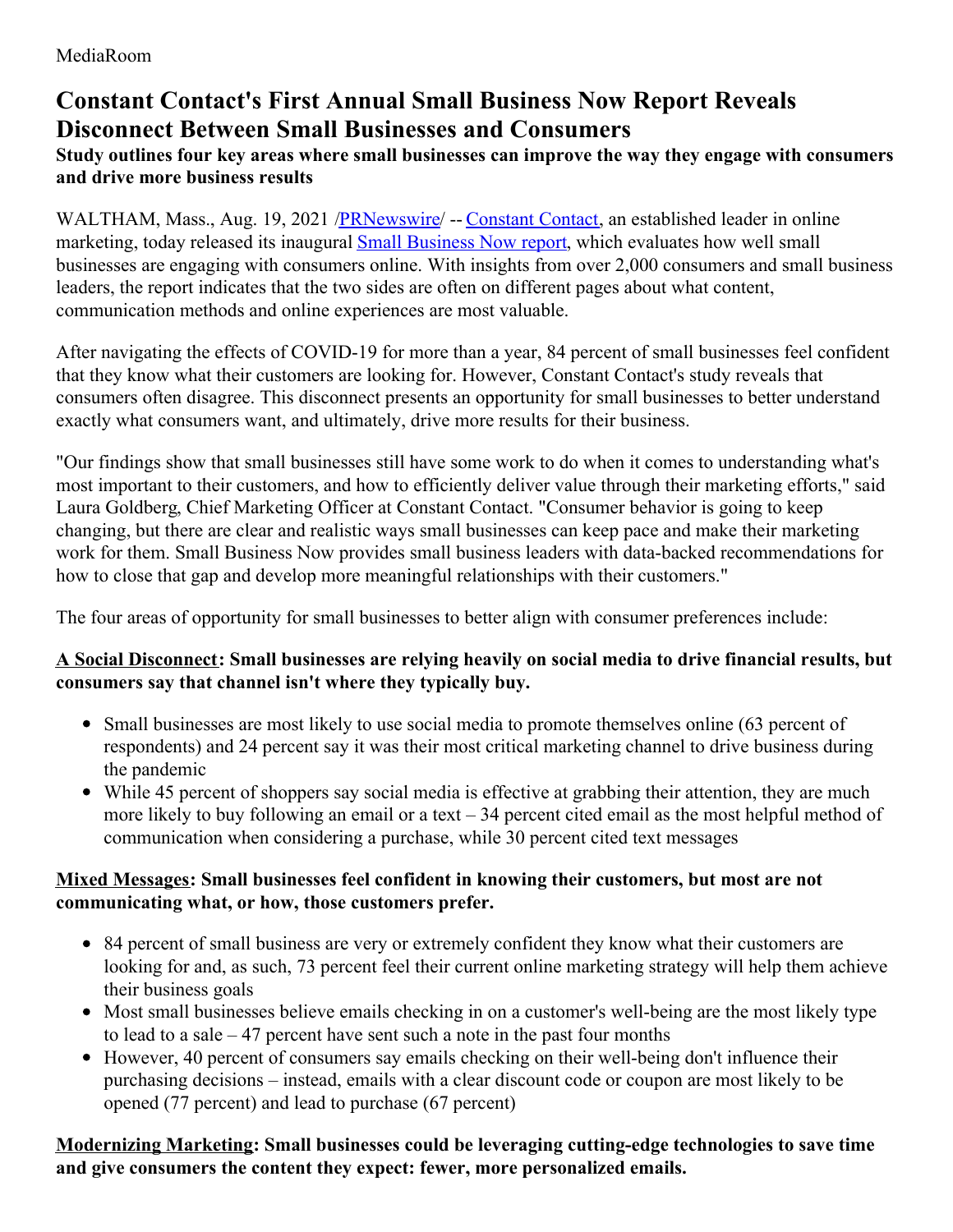MediaRoom

# Constant Contact's First Annual Small Business Now Report Reveals Disconnect Between Small Businesses and Consumers

### Study outlines four key areas where small businesses can improve the way they engage with consumers and drive more business results

WALTHAM, Mass., Aug. 19, 2021 /PRNewswire/ -- Constant Contact, an established leader in online marketing, today released its inaugural Small Business Now report, which evaluates how well small businesses are engaging with consumers online. With insights from over 2,000 consumers and small business leaders, the report indicates that the two sides are often on different pages about what content, communication methods and online experiences are most valuable.

After navigating the effects of COVID-19 for more than a year, 84 percent of small businesses feel confident that they know what their customers are looking for. However, Constant Contact's study reveals that consumers often disagree. This disconnect presents an opportunity for small businesses to better understand exactly what consumers want, and ultimately, drive more results for their business.

"Our findings show that small businesses still have some work to do when it comes to understanding what's most important to their customers, and how to efficiently deliver value through their marketing efforts," said Laura Goldberg, Chief Marketing Officer at Constant Contact. "Consumer behavior is going to keep changing, but there are clear and realistic ways small businesses can keep pace and make their marketing work for them. Small Business Now provides small business leaders with data-backed recommendations for how to close that gap and develop more meaningful relationships with their customers."

The four areas of opportunity for small businesses to better align with consumer preferences include:

**A Social Disconnect: Small businesses are relying heavily on social media to drive financial results, but consumers say that channel isn't where they typically buy.**

- Small businesses are most likely to use social media to promote themselves online (63 percent of respondents) and 24 percent say it was their most critical marketing channel to drive business during the pandemic
- While 45 percent of shoppers say social media is effective at grabbing their attention, they are much more likely to buy following an email or a text – 34 percent cited email as the most helpful method of communication when considering a purchase, while 30 percent cited text messages

**Mixed Messages: Small businesses feel confident in knowing their customers, but most are not communicating what, or how, those customers prefer.**

- 84 percent of small business are very or extremely confident they know what their customers are looking for and, as such, 73 percent feel their current online marketing strategy will help them achieve their business goals
- Most small businesses believe emails checking in on a customer's well-being are the most likely type to lead to a sale – 47 percent have sent such a note in the past four months
- However, 40 percent of consumers say emails checking on their well-being don't influence their purchasing decisions – instead, emails with a clear discount code or coupon are most likely to be opened (77 percent) and lead to purchase (67 percent)

**Modernizing Marketing: Small businesses could be leveraging cutting-edge technologies to save time and give consumers the content they expect: fewer, more personalized emails.**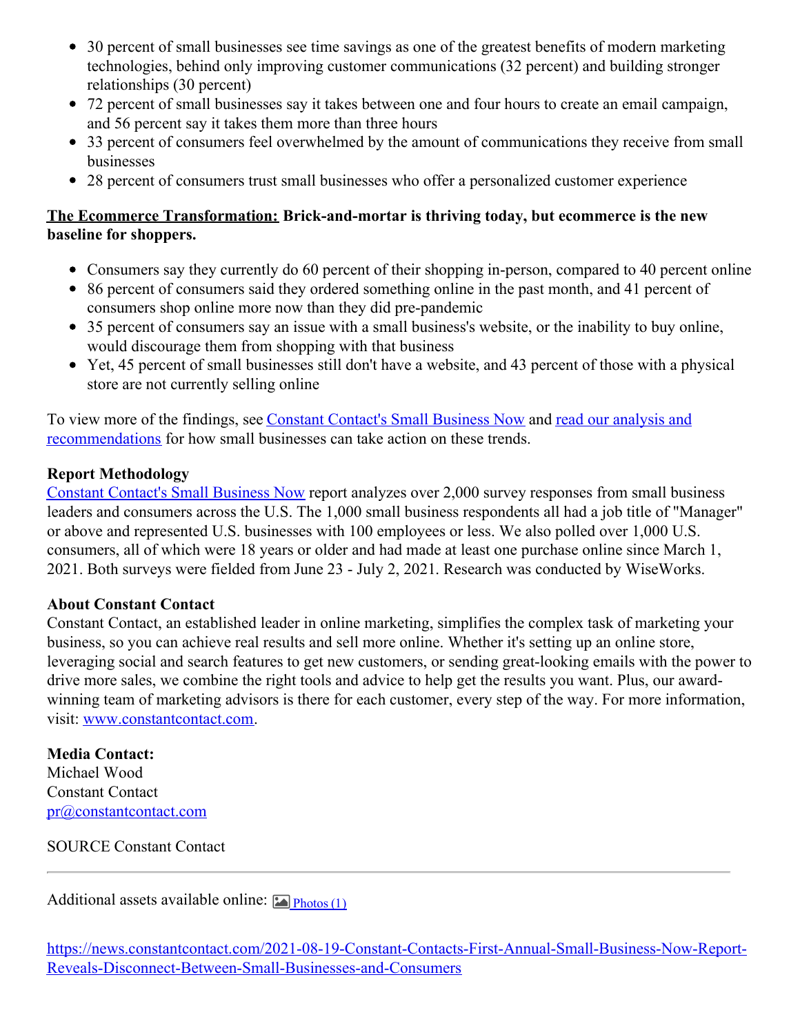- 30 percent of small businesses see time savings as one of the greatest benefits of modern marketing technologies, behind only improving customer communications (32 percent) and building stronger relationships (30 percent)
- 72 percent of small businesses say it takes between one and four hours to create an email campaign, and 56 percent say it takes them more than three hours
- 33 percent of consumers feel overwhelmed by the amount of communications they receive from small businesses
- 28 percent of consumers trust small businesses who offer a personalized customer experience

**The Ecommerce Transformation: Brick-and-mortar is thriving today, but ecommerce is the new baseline for shoppers.**

- Consumers say they currently do 60 percent of their shopping in-person, compared to 40 percent online
- 86 percent of consumers said they ordered something online in the past month, and 41 percent of consumers shop online more now than they did pre-pandemic
- 35 percent of consumers say an issue with a small business's website, or the inability to buy online, would discourage them from shopping with that business
- Yet, 45 percent of small businesses still don't have a website, and 43 percent of those with a physical store are not currently selling online

To view more of the findings, see Constant Contact's Small Business Now and read our analysis and recommendations for how small businesses can take action on these trends.

**Report Methodology**

Constant Contact's Small Business Now report analyzes over 2,000 survey responses from small business leaders and consumers across the U.S. The 1,000 small business respondents all had a job title of "Manager" or above and represented U.S. businesses with 100 employees or less. We also polled over 1,000 U.S. consumers, all of which were 18 years or older and had made at least one purchase online since March 1, 2021. Both surveys were fielded from June 23 - July 2, 2021. Research was conducted by WiseWorks.

**About Constant Contact**

Constant Contact, an established leader in online marketing, simplifies the complex task of marketing your business, so you can achieve real results and sell more online. Whether it's setting up an online store, leveraging social and search features to get new customers, or sending great-looking emails with the power to drive more sales, we combine the right tools and advice to help get the results you want. Plus, our award-winning team of marketing advisors is there for each customer, every step of the way. For more information, visit: www.constantcontact.com.

**Media Contact:**

Michael Wood
Constant Contact
pr@constantcontact.com

SOURCE Constant Contact

---

Additional assets available online: Photos (1)

https://news.constantcontact.com/2021-08-19-Constant-Contacts-First-Annual-Small-Business-Now-Report-Reveals-Disconnect-Between-Small-Businesses-and-Consumers